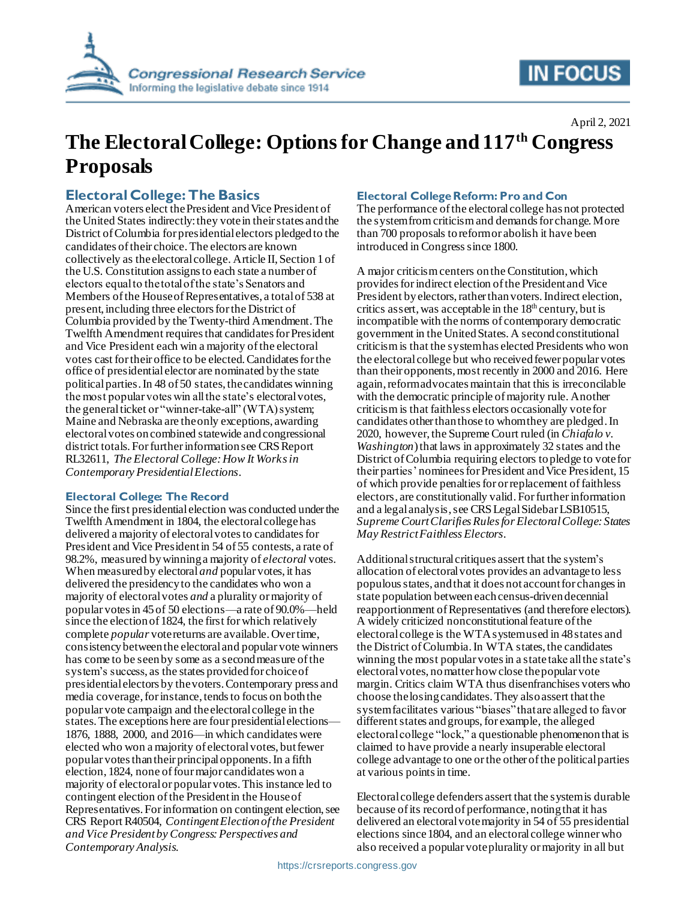April 2, 2021

# The Electoral College: Options for Change and 117th Congress Proposals

## Electoral College: The Basics

American voters elect the President and Vice President of the United States indirectly: they vote in their states and the District of Columbia for presidential electors pledged to the candidates of their choice. The electors are known collectively as the electoral college. Article II, Section 1 of the U.S. Constitution assigns to each state a number of electors equal to the total of the state's Senators and Members of the House of Representatives, a total of 538 at present, including three electors for the District of Columbia provided by the Twenty-third Amendment. The Twelfth Amendment requires that candidates for President and Vice President each win a majority of the electoral votes cast for their office to be elected. Candidates for the office of presidential elector are nominated by the state political parties. In 48 of 50 states, the candidates winning the most popular votes win all the state's electoral votes, the general ticket or "winner-take-all" (WTA) system; Maine and Nebraska are the only exceptions, awarding electoral votes on combined statewide and congressional district totals. For further information see CRS Report RL32611, *The Electoral College: How It Works in Contemporary Presidential Elections*.

### Electoral College: The Record

Since the first presidential election was conducted under the Twelfth Amendment in 1804, the electoral college has delivered a majority of electoral votes to candidates for President and Vice President in 54 of 55 contests, a rate of 98.2%, measured by winning a majority of *electoral* votes. When measured by electoral *and* popular votes, it has delivered the presidency to the candidates who won a majority of electoral votes *and* a plurality or majority of popular votes in 45 of 50 elections—a rate of 90.0%—held since the election of 1824, the first for which relatively complete *popular* vote returns are available. Over time, consistency between the electoral and popular vote winners has come to be seen by some as a second measure of the system's success, as the states provided for choice of presidential electors by the voters. Contemporary press and media coverage, for instance, tends to focus on both the popular vote campaign and the electoral college in the states. The exceptions here are four presidential elections—1876, 1888, 2000, and 2016—in which candidates were elected who won a majority of electoral votes, but fewer popular votes than their principal opponents. In a fifth election, 1824, none of four major candidates won a majority of electoral or popular votes. This instance led to contingent election of the President in the House of Representatives. For information on contingent election, see CRS Report R40504, *Contingent Election of the President and Vice President by Congress: Perspectives and Contemporary Analysis*.

### Electoral College Reform: Pro and Con

The performance of the electoral college has not protected the system from criticism and demands for change. More than 700 proposals to reform or abolish it have been introduced in Congress since 1800.

A major criticism centers on the Constitution, which provides for indirect election of the President and Vice President by electors, rather than voters. Indirect election, critics assert, was acceptable in the 18th century, but is incompatible with the norms of contemporary democratic government in the United States. A second constitutional criticism is that the system has elected Presidents who won the electoral college but who received fewer popular votes than their opponents, most recently in 2000 and 2016. Here again, reform advocates maintain that this is irreconcilable with the democratic principle of majority rule. Another criticism is that faithless electors occasionally vote for candidates other than those to whom they are pledged. In 2020, however, the Supreme Court ruled (in *Chiafalo v. Washington*) that laws in approximately 32 states and the District of Columbia requiring electors to pledge to vote for their parties' nominees for President and Vice President, 15 of which provide penalties for or replacement of faithless electors, are constitutionally valid. For further information and a legal analysis, see CRS Legal Sidebar LSB10515, *Supreme Court Clarifies Rules for Electoral College: States May Restrict Faithless Electors*.

Additional structural critiques assert that the system's allocation of electoral votes provides an advantage to less populous states, and that it does not account for changes in state population between each census-driven decennial reapportionment of Representatives (and therefore electors). A widely criticized nonconstitutional feature of the electoral college is the WTA system used in 48 states and the District of Columbia. In WTA states, the candidates winning the most popular votes in a state take all the state's electoral votes, no matter how close the popular vote margin. Critics claim WTA thus disenfranchises voters who choose the losing candidates. They also assert that the system facilitates various "biases" that are alleged to favor different states and groups, for example, the alleged electoral college "lock," a questionable phenomenon that is claimed to have provide a nearly insuperable electoral college advantage to one or the other of the political parties at various points in time.

Electoral college defenders assert that the system is durable because of its record of performance, noting that it has delivered an electoral vote majority in 54 of 55 presidential elections since 1804, and an electoral college winner who also received a popular vote plurality or majority in all but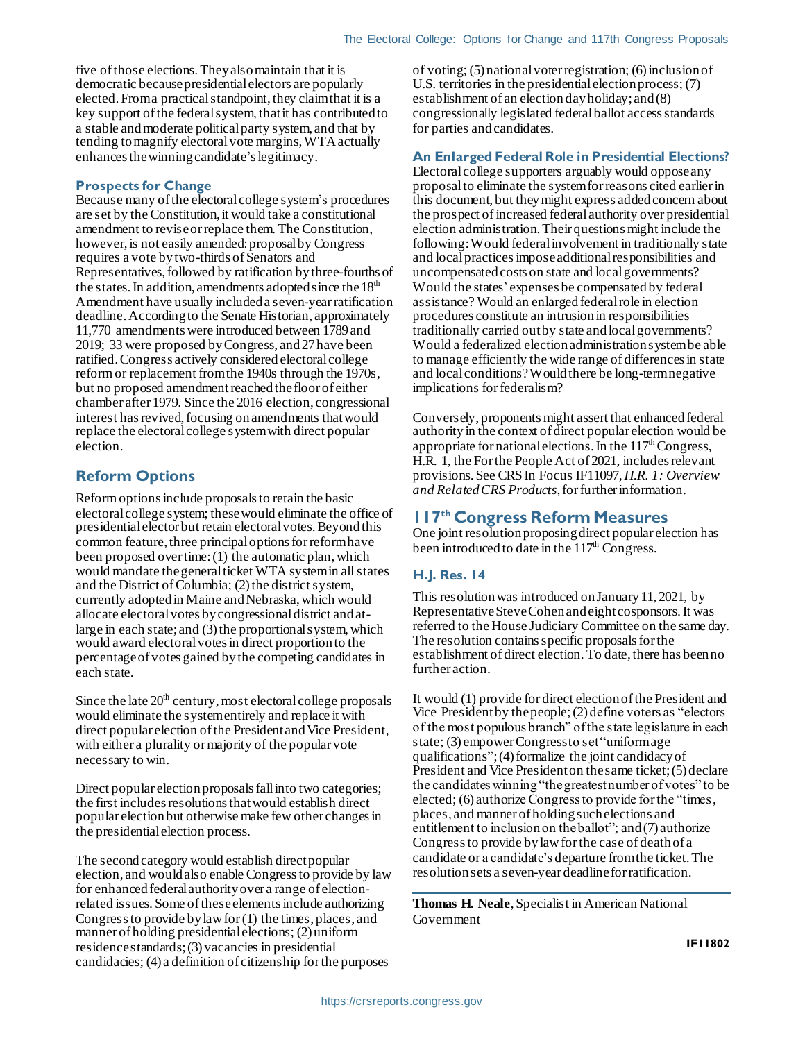five of those elections. They also maintain that it is democratic because presidential electors are popularly elected. From a practical standpoint, they claim that it is a key support of the federal system, that it has contributed to a stable and moderate political party system, and that by tending to magnify electoral vote margins, WTA actually enhances the winning candidate's legitimacy.

### Prospects for Change

Because many of the electoral college system's procedures are set by the Constitution, it would take a constitutional amendment to revise or replace them. The Constitution, however, is not easily amended: proposal by Congress requires a vote by two-thirds of Senators and Representatives, followed by ratification by three-fourths of the states. In addition, amendments adopted since the 18th Amendment have usually included a seven-year ratification deadline. According to the Senate Historian, approximately 11,770 amendments were introduced between 1789 and 2019; 33 were proposed by Congress, and 27 have been ratified. Congress actively considered electoral college reform or replacement from the 1940s through the 1970s, but no proposed amendment reached the floor of either chamber after 1979. Since the 2016 election, congressional interest has revived, focusing on amendments that would replace the electoral college system with direct popular election.

## Reform Options

Reform options include proposals to retain the basic electoral college system; these would eliminate the office of presidential elector but retain electoral votes. Beyond this common feature, three principal options for reform have been proposed over time: (1) the automatic plan, which would mandate the general ticket WTA system in all states and the District of Columbia; (2) the district system, currently adopted in Maine and Nebraska, which would allocate electoral votes by congressional district and at-large in each state; and (3) the proportional system, which would award electoral votes in direct proportion to the percentage of votes gained by the competing candidates in each state.

Since the late 20th century, most electoral college proposals would eliminate the system entirely and replace it with direct popular election of the President and Vice President, with either a plurality or majority of the popular vote necessary to win.

Direct popular election proposals fall into two categories; the first includes resolutions that would establish direct popular election but otherwise make few other changes in the presidential election process.

The second category would establish direct popular election, and would also enable Congress to provide by law for enhanced federal authority over a range of election-related issues. Some of these elements include authorizing Congress to provide by law for (1) the times, places, and manner of holding presidential elections; (2) uniform residence standards; (3) vacancies in presidential candidacies; (4) a definition of citizenship for the purposes of voting; (5) national voter registration; (6) inclusion of U.S. territories in the presidential election process; (7) establishment of an election day holiday; and (8) congressionally legislated federal ballot access standards for parties and candidates.

### An Enlarged Federal Role in Presidential Elections?

Electoral college supporters arguably would oppose any proposal to eliminate the system for reasons cited earlier in this document, but they might express added concern about the prospect of increased federal authority over presidential election administration. Their questions might include the following: Would federal involvement in traditionally state and local practices impose additional responsibilities and uncompensated costs on state and local governments? Would the states' expenses be compensated by federal assistance? Would an enlarged federal role in election procedures constitute an intrusion in responsibilities traditionally carried out by state and local governments? Would a federalized election administration system be able to manage efficiently the wide range of differences in state and local conditions? Would there be long-term negative implications for federalism?

Conversely, proponents might assert that enhanced federal authority in the context of direct popular election would be appropriate for national elections. In the 117th Congress, H.R. 1, the For the People Act of 2021, includes relevant provisions. See CRS In Focus IF11097, *H.R. 1: Overview and Related CRS Products*, for further information.

## 117th Congress Reform Measures

One joint resolution proposing direct popular election has been introduced to date in the 117th Congress.

### H.J. Res. 14

This resolution was introduced on January 11, 2021, by Representative Steve Cohen and eight cosponsors. It was referred to the House Judiciary Committee on the same day. The resolution contains specific proposals for the establishment of direct election. To date, there has been no further action.

It would (1) provide for direct election of the President and Vice President by the people; (2) define voters as "electors of the most populous branch" of the state legislature in each state; (3) empower Congress to set "uniform age qualifications"; (4) formalize the joint candidacy of President and Vice President on the same ticket; (5) declare the candidates winning "the greatest number of votes" to be elected; (6) authorize Congress to provide for the "times, places, and manner of holding such elections and entitlement to inclusion on the ballot"; and (7) authorize Congress to provide by law for the case of death of a candidate or a candidate's departure from the ticket. The resolution sets a seven-year deadline for ratification.

---

**Thomas H. Neale**, Specialist in American National Government

**IF11802**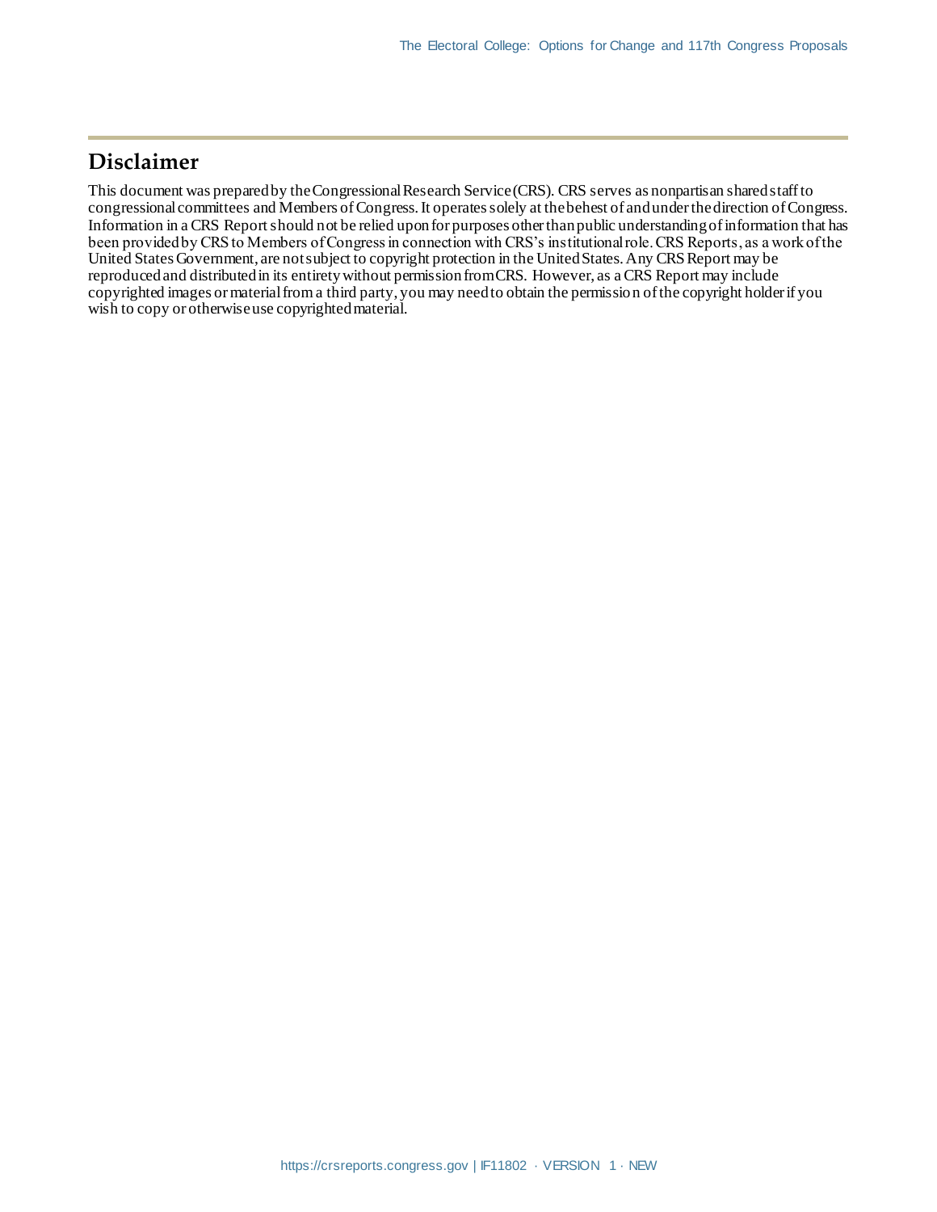## Disclaimer

This document was prepared by the Congressional Research Service (CRS). CRS serves as nonpartisan shared staff to congressional committees and Members of Congress. It operates solely at the behest of and under the direction of Congress. Information in a CRS Report should not be relied upon for purposes other than public understanding of information that has been provided by CRS to Members of Congress in connection with CRS's institutional role. CRS Reports, as a work of the United States Government, are not subject to copyright protection in the United States. Any CRS Report may be reproduced and distributed in its entirety without permission from CRS. However, as a CRS Report may include copyrighted images or material from a third party, you may need to obtain the permission of the copyright holder if you wish to copy or otherwise use copyrighted material.